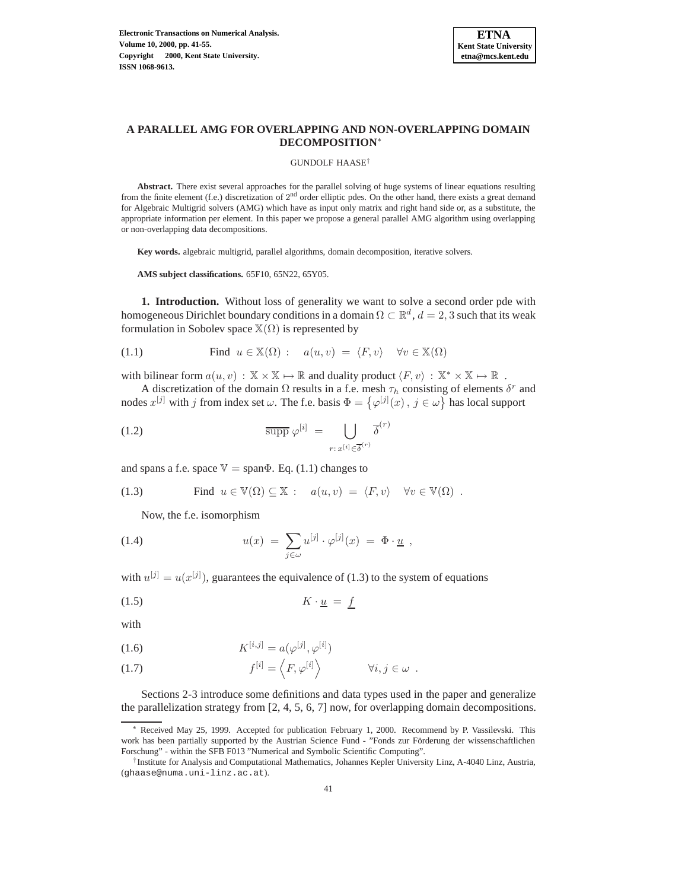# A PARALLEL AMG FOR OVERLAPPING AND NON-OVERLAPPING DOMAIN DECOMPOSITION*

GUNDOLF HAASE†

**Abstract.** There exist several approaches for the parallel solving of huge systems of linear equations resulting from the finite element (f.e.) discretization of 2[nd] order elliptic pdes. On the other hand, there exists a great demand for Algebraic Multigrid solvers (AMG) which have as input only matrix and right hand side or, as a substitute, the appropriate information per element. In this paper we propose a general parallel AMG algorithm using overlapping or non-overlapping data decompositions.

**Key words.** algebraic multigrid, parallel algorithms, domain decomposition, iterative solvers.

**AMS subject classifications.** 65F10, 65N22, 65Y05.

**1. Introduction.** Without loss of generality we want to solve a second order pde with homogeneous Dirichlet boundary conditions in a domain $\Omega \subset \mathbb{R}^d$, $d = 2, 3$ such that its weak formulation in Sobolev space $\mathbb{X}(\Omega)$ is represented by

$$\text{Find } u \in \mathbb{X}(\Omega) : \quad a(u,v) \;=\; \langle F, v\rangle \quad \forall v \in \mathbb{X}(\Omega) \tag{1.1}$$

with bilinear form $a(u,v) : \mathbb{X} \times \mathbb{X} \mapsto \mathbb{R}$ and duality product $\langle F, v\rangle : \mathbb{X}^* \times \mathbb{X} \mapsto \mathbb{R}$ .

A discretization of the domain $\Omega$ results in a f.e. mesh $\tau_h$ consisting of elements $\delta^r$ and nodes $x^{[j]}$ with $j$ from index set $\omega$. The f.e. basis $\Phi = \left\{\varphi^{[j]}(x)\,,\, j \in \omega\right\}$ has local support

$$\overline{\text{supp}}\;\varphi^{[i]} \;=\; \bigcup_{r:\, x^{[i]} \in \overline{\delta}^{(r)}} \overline{\delta}^{(r)} \tag{1.2}$$

and spans a f.e. space $\mathbb{V} = \text{span}\Phi$. Eq. (1.1) changes to

$$\text{Find } u \in \mathbb{V}(\Omega) \subseteq \mathbb{X} : \quad a(u,v) \;=\; \langle F, v\rangle \quad \forall v \in \mathbb{V}(\Omega) \;\; . \tag{1.3}$$

Now, the f.e. isomorphism

$$u(x) \;=\; \sum_{j \in \omega} u^{[j]} \cdot \varphi^{[j]}(x) \;=\; \Phi \cdot \underline{u} \;\; , \tag{1.4}$$

with $u^{[j]} = u(x^{[j]})$, guarantees the equivalence of (1.3) to the system of equations

$$K \cdot \underline{u} \;=\; \underline{f} \tag{1.5}$$

with

$$K^{[i,j]} = a(\varphi^{[j]}, \varphi^{[i]}) \tag{1.6}$$

$$f^{[i]} = \left\langle F, \varphi^{[i]} \right\rangle \qquad\qquad \forall i, j \in \omega \;\; . \tag{1.7}$$

Sections 2-3 introduce some definitions and data types used in the paper and generalize the parallelization strategy from [2, 4, 5, 6, 7] now, for overlapping domain decompositions.

---

* Received May 25, 1999. Accepted for publication February 1, 2000. Recommend by P. Vassilevski. This work has been partially supported by the Austrian Science Fund - "Fonds zur Förderung der wissenschaftlichen Forschung" - within the SFB F013 "Numerical and Symbolic Scientific Computing".

† Institute for Analysis and Computational Mathematics, Johannes Kepler University Linz, A-4040 Linz, Austria, (ghaase@numa.uni-linz.ac.at).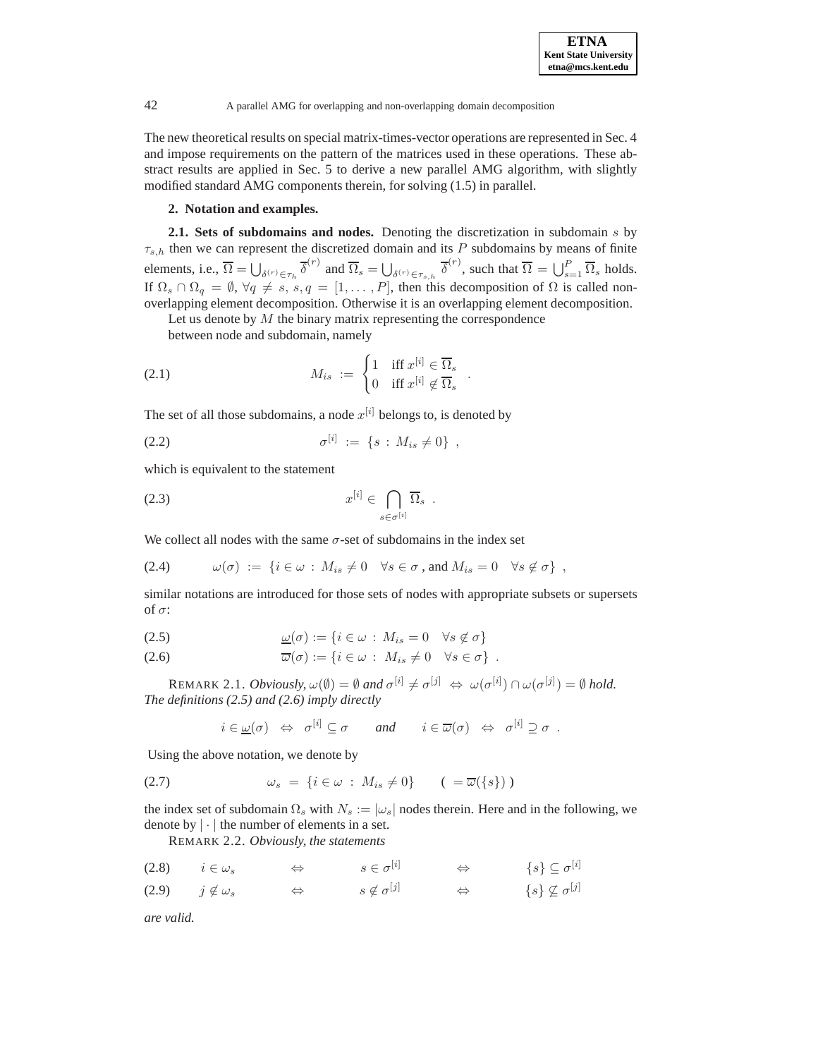The new theoretical results on special matrix-times-vector operations are represented in Sec. 4 and impose requirements on the pattern of the matrices used in these operations. These abstract results are applied in Sec. 5 to derive a new parallel AMG algorithm, with slightly modified standard AMG components therein, for solving (1.5) in parallel.

## 2. Notation and examples.

**2.1. Sets of subdomains and nodes.** Denoting the discretization in subdomain $s$ by $\tau_{s,h}$ then we can represent the discretized domain and its $P$ subdomains by means of finite elements, i.e., $\overline{\Omega} = \bigcup_{\delta^{(r)} \in \tau_h} \overline{\delta}^{(r)}$ and $\overline{\Omega}_s = \bigcup_{\delta^{(r)} \in \tau_{s,h}} \overline{\delta}^{(r)}$, such that $\overline{\Omega} = \bigcup_{s=1}^{P} \overline{\Omega}_s$ holds. If $\Omega_s \cap \Omega_q = \emptyset$, $\forall q \neq s$, $s, q = [1, \ldots, P]$, then this decomposition of $\Omega$ is called non-overlapping element decomposition. Otherwise it is an overlapping element decomposition.

Let us denote by $M$ the binary matrix representing the correspondence between node and subdomain, namely

$$M_{is} \;:=\; \begin{cases} 1 & \text{iff } x^{[i]} \in \overline{\Omega}_s \\ 0 & \text{iff } x^{[i]} \notin \overline{\Omega}_s \end{cases} \quad . \tag{2.1}$$

The set of all those subdomains, a node $x^{[i]}$ belongs to, is denoted by

$$\sigma^{[i]} \;:=\; \{ s \,:\, M_{is} \neq 0 \} \;, \tag{2.2}$$

which is equivalent to the statement

$$x^{[i]} \in \bigcap_{s \in \sigma^{[i]}} \overline{\Omega}_s \;\; . \tag{2.3}$$

We collect all nodes with the same $\sigma$-set of subdomains in the index set

$$\omega(\sigma) \;:=\; \{ i \in \omega \,:\, M_{is} \neq 0 \quad \forall s \in \sigma \,, \text{and } M_{is} = 0 \quad \forall s \notin \sigma \} \;\; , \tag{2.4}$$

similar notations are introduced for those sets of nodes with appropriate subsets or supersets of $\sigma$:

$$\underline{\omega}(\sigma) := \{ i \in \omega \,:\, M_{is} = 0 \quad \forall s \notin \sigma \} \tag{2.5}$$

$$\overline{\omega}(\sigma) := \{ i \in \omega \,:\, M_{is} \neq 0 \quad \forall s \in \sigma \} \;\; . \tag{2.6}$$

REMARK 2.1. *Obviously,* $\omega(\emptyset) = \emptyset$ *and* $\sigma^{[i]} \neq \sigma^{[j]} \;\Leftrightarrow\; \omega(\sigma^{[i]}) \cap \omega(\sigma^{[j]}) = \emptyset$ *hold. The definitions (2.5) and (2.6) imply directly*

$$i \in \underline{\omega}(\sigma) \;\;\Leftrightarrow\;\; \sigma^{[i]} \subseteq \sigma \qquad \textit{and} \qquad i \in \overline{\omega}(\sigma) \;\;\Leftrightarrow\;\; \sigma^{[i]} \supseteq \sigma \;\; .$$

Using the above notation, we denote by

$$\omega_s \;=\; \{ i \in \omega \,:\, M_{is} \neq 0 \} \qquad (\; = \overline{\omega}(\{s\}) \;) \tag{2.7}$$

the index set of subdomain $\Omega_s$ with $N_s := |\omega_s|$ nodes therein. Here and in the following, we denote by $|\cdot|$ the number of elements in a set.

REMARK 2.2. *Obviously, the statements*

$$i \in \omega_s \qquad \Leftrightarrow \qquad s \in \sigma^{[i]} \qquad \Leftrightarrow \qquad \{s\} \subseteq \sigma^{[i]} \tag{2.8}$$

$$j \notin \omega_s \qquad \Leftrightarrow \qquad s \notin \sigma^{[j]} \qquad \Leftrightarrow \qquad \{s\} \not\subseteq \sigma^{[j]} \tag{2.9}$$

*are valid.*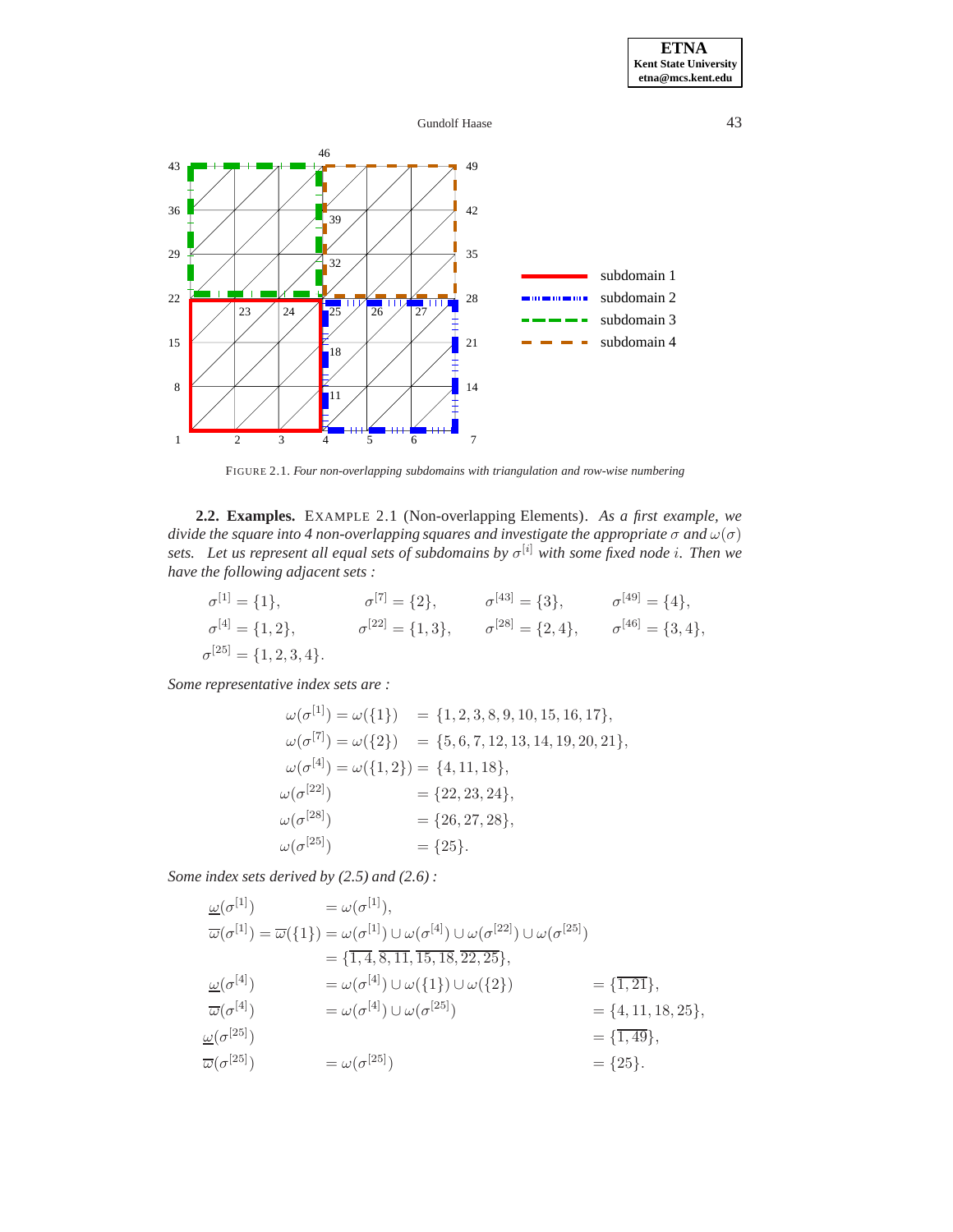FIGURE 2.1. *Four non-overlapping subdomains with triangulation and row-wise numbering*

**2.2. Examples.** EXAMPLE 2.1 (Non-overlapping Elements). *As a first example, we divide the square into 4 non-overlapping squares and investigate the appropriate $\sigma$ and $\omega(\sigma)$ sets. Let us represent all equal sets of subdomains by $\sigma^{[i]}$ with some fixed node $i$. Then we have the following adjacent sets :*

$$
\begin{aligned}
&\sigma^{[1]} = \{1\}, \qquad \sigma^{[7]} = \{2\}, \qquad \sigma^{[43]} = \{3\}, \qquad \sigma^{[49]} = \{4\},\\
&\sigma^{[4]} = \{1,2\}, \qquad \sigma^{[22]} = \{1,3\}, \qquad \sigma^{[28]} = \{2,4\}, \qquad \sigma^{[46]} = \{3,4\},\\
&\sigma^{[25]} = \{1,2,3,4\}.
\end{aligned}
$$

*Some representative index sets are :*

$$
\begin{aligned}
\omega(\sigma^{[1]}) = \omega(\{1\}) &= \{1,2,3,8,9,10,15,16,17\},\\
\omega(\sigma^{[7]}) = \omega(\{2\}) &= \{5,6,7,12,13,14,19,20,21\},\\
\omega(\sigma^{[4]}) = \omega(\{1,2\}) &= \{4,11,18\},\\
\omega(\sigma^{[22]}) &= \{22,23,24\},\\
\omega(\sigma^{[28]}) &= \{26,27,28\},\\
\omega(\sigma^{[25]}) &= \{25\}.
\end{aligned}
$$

*Some index sets derived by (2.5) and (2.6) :*

$$
\begin{aligned}
\underline{\omega}(\sigma^{[1]}) &= \omega(\sigma^{[1]}),\\
\overline{\omega}(\sigma^{[1]}) = \overline{\omega}(\{1\}) &= \omega(\sigma^{[1]}) \cup \omega(\sigma^{[4]}) \cup \omega(\sigma^{[22]}) \cup \omega(\sigma^{[25]})\\
&= \{\overline{1,4}, \overline{8,11}, \overline{15,18}, \overline{22,25}\},\\
\underline{\omega}(\sigma^{[4]}) &= \omega(\sigma^{[4]}) \cup \omega(\{1\}) \cup \omega(\{2\}) \qquad = \{\overline{1,21}\},\\
\overline{\omega}(\sigma^{[4]}) &= \omega(\sigma^{[4]}) \cup \omega(\sigma^{[25]}) \qquad = \{4,11,18,25\},\\
\underline{\omega}(\sigma^{[25]}) &\qquad = \{\overline{1,49}\},\\
\overline{\omega}(\sigma^{[25]}) &= \omega(\sigma^{[25]}) \qquad = \{25\}.
\end{aligned}
$$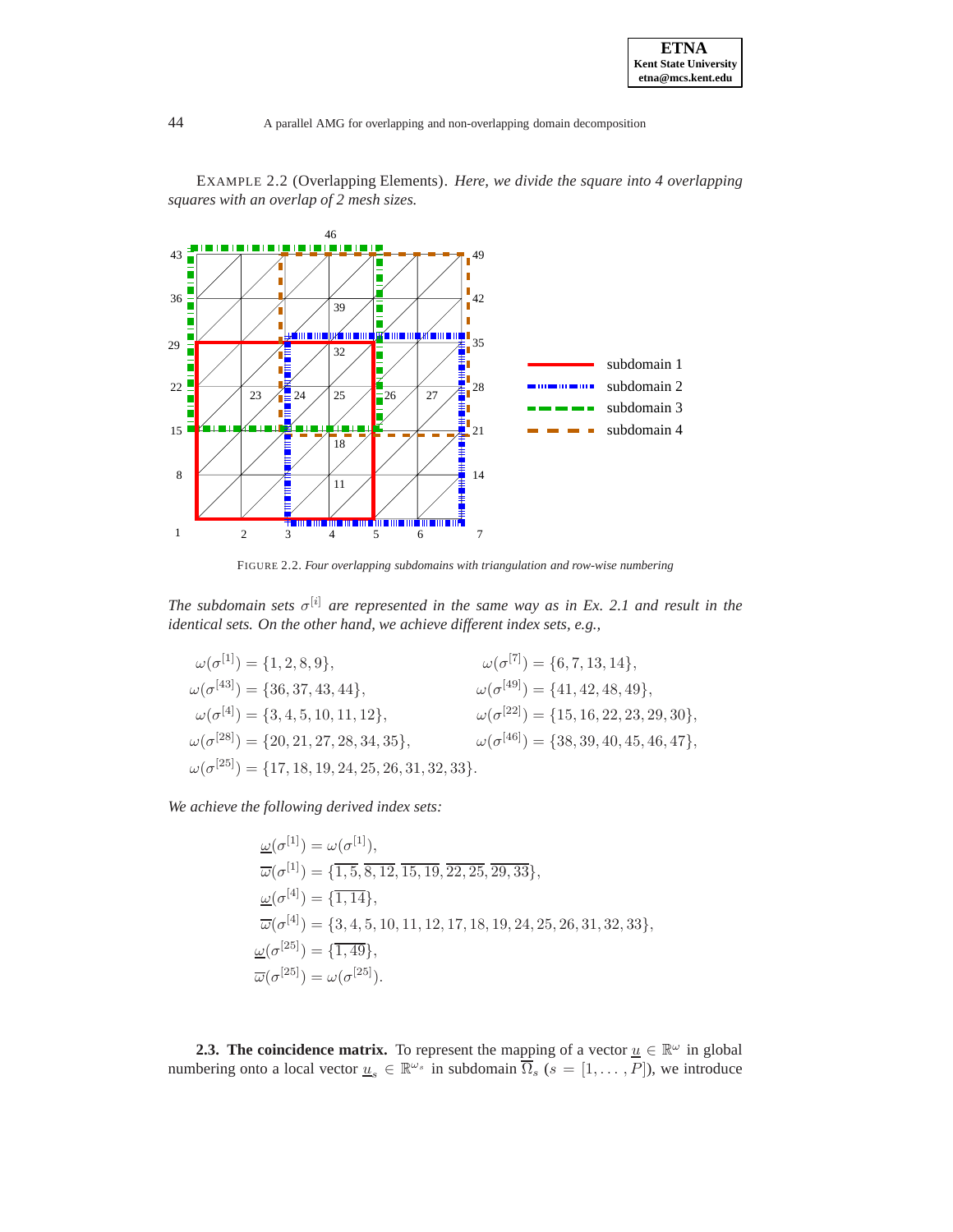EXAMPLE 2.2 (Overlapping Elements). *Here, we divide the square into 4 overlapping squares with an overlap of 2 mesh sizes.*

FIGURE 2.2. *Four overlapping subdomains with triangulation and row-wise numbering*

*The subdomain sets $\sigma^{[i]}$ are represented in the same way as in Ex. 2.1 and result in the identical sets. On the other hand, we achieve different index sets, e.g.,*

$$\omega(\sigma^{[1]}) = \{1, 2, 8, 9\}, \qquad \omega(\sigma^{[7]}) = \{6, 7, 13, 14\},$$
$$\omega(\sigma^{[43]}) = \{36, 37, 43, 44\}, \qquad \omega(\sigma^{[49]}) = \{41, 42, 48, 49\},$$
$$\omega(\sigma^{[4]}) = \{3, 4, 5, 10, 11, 12\}, \qquad \omega(\sigma^{[22]}) = \{15, 16, 22, 23, 29, 30\},$$
$$\omega(\sigma^{[28]}) = \{20, 21, 27, 28, 34, 35\}, \qquad \omega(\sigma^{[46]}) = \{38, 39, 40, 45, 46, 47\},$$
$$\omega(\sigma^{[25]}) = \{17, 18, 19, 24, 25, 26, 31, 32, 33\}.$$

*We achieve the following derived index sets:*

$$\underline{\omega}(\sigma^{[1]}) = \omega(\sigma^{[1]}),$$
$$\overline{\omega}(\sigma^{[1]}) = \{\overline{1,5}, \overline{8,12}, \overline{15,19}, \overline{22,25}, \overline{29,33}\},$$
$$\underline{\omega}(\sigma^{[4]}) = \{\overline{1,14}\},$$
$$\overline{\omega}(\sigma^{[4]}) = \{3, 4, 5, 10, 11, 12, 17, 18, 19, 24, 25, 26, 31, 32, 33\},$$
$$\underline{\omega}(\sigma^{[25]}) = \{\overline{1,49}\},$$
$$\overline{\omega}(\sigma^{[25]}) = \omega(\sigma^{[25]}).$$

**2.3. The coincidence matrix.** To represent the mapping of a vector $\underline{u} \in \mathbb{R}^{\omega}$ in global numbering onto a local vector $\underline{u}_s \in \mathbb{R}^{\omega_s}$ in subdomain $\overline{\Omega}_s$ ($s = [1, \ldots, P]$), we introduce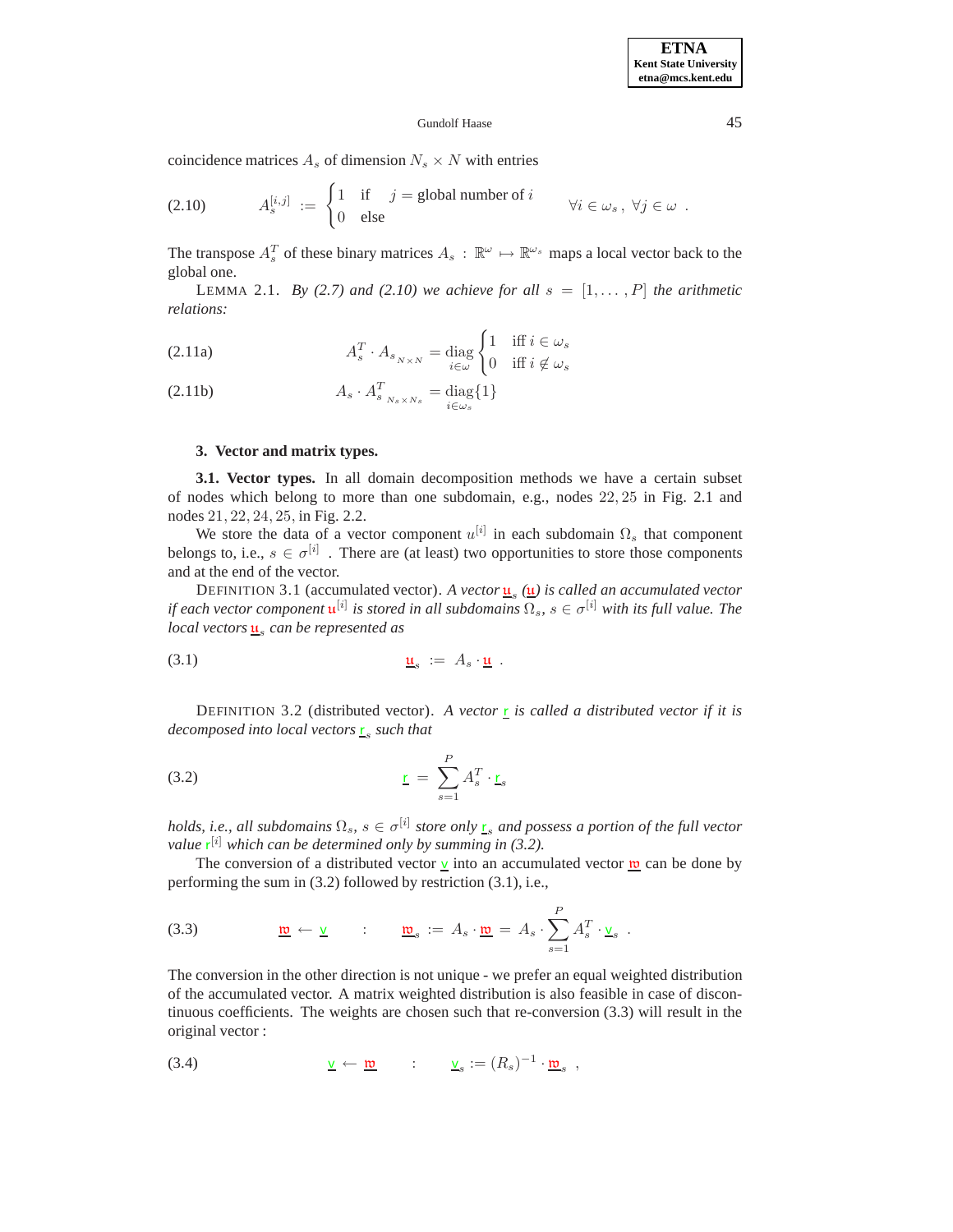coincidence matrices $A_s$ of dimension $N_s \times N$ with entries

$$A_s^{[i,j]} := \begin{cases} 1 & \text{if} \quad j = \text{global number of } i \\ 0 & \text{else} \end{cases} \qquad \forall i \in \omega_s\,,\ \forall j \in \omega\ . \tag{2.10}$$

The transpose $A_s^T$ of these binary matrices $A_s : \mathbb{R}^{\omega} \mapsto \mathbb{R}^{\omega_s}$ maps a local vector back to the global one.

LEMMA 2.1. *By (2.7) and (2.10) we achieve for all $s = [1, \ldots, P]$ the arithmetic relations:*

$$A_s^T \cdot A_s{}_{N\times N} = \operatorname*{diag}_{i\in\omega} \begin{cases} 1 & \text{iff } i \in \omega_s \\ 0 & \text{iff } i \notin \omega_s \end{cases} \tag{2.11a}$$

$$A_s \cdot A_s^T{}_{N_s \times N_s} = \operatorname*{diag}_{i\in\omega_s}\{1\} \tag{2.11b}$$

## 3. Vector and matrix types.

**3.1. Vector types.** In all domain decomposition methods we have a certain subset of nodes which belong to more than one subdomain, e.g., nodes $22, 25$ in Fig. 2.1 and nodes $21, 22, 24, 25,$ in Fig. 2.2.

We store the data of a vector component $u^{[i]}$ in each subdomain $\Omega_s$ that component belongs to, i.e., $s \in \sigma^{[i]}$ . There are (at least) two opportunities to store those components and at the end of the vector.

DEFINITION 3.1 (accumulated vector). *A vector $\underline{\mathfrak{u}}_s$ ($\underline{\mathfrak{u}}$) is called an accumulated vector if each vector component $\mathfrak{u}^{[i]}$ is stored in all subdomains $\Omega_s$, $s \in \sigma^{[i]}$ with its full value. The local vectors $\underline{\mathfrak{u}}_s$ can be represented as*

$$\underline{\mathfrak{u}}_s := A_s \cdot \underline{\mathfrak{u}}\ . \tag{3.1}$$

DEFINITION 3.2 (distributed vector). *A vector $\underline{\mathsf{r}}$ is called a distributed vector if it is decomposed into local vectors $\underline{\mathsf{r}}_s$ such that*

$$\underline{\mathsf{r}} = \sum_{s=1}^{P} A_s^T \cdot \underline{\mathsf{r}}_s \tag{3.2}$$

*holds, i.e., all subdomains $\Omega_s$, $s \in \sigma^{[i]}$ store only $\underline{\mathsf{r}}_s$ and possess a portion of the full vector value $\mathsf{r}^{[i]}$ which can be determined only by summing in (3.2).*

The conversion of a distributed vector $\underline{\mathsf{v}}$ into an accumulated vector $\underline{\mathfrak{w}}$ can be done by performing the sum in (3.2) followed by restriction (3.1), i.e.,

$$\underline{\mathfrak{w}} \leftarrow \underline{\mathsf{v}} \qquad : \qquad \underline{\mathfrak{w}}_s := A_s \cdot \underline{\mathfrak{w}} = A_s \cdot \sum_{s=1}^{P} A_s^T \cdot \underline{\mathsf{v}}_s\ . \tag{3.3}$$

The conversion in the other direction is not unique - we prefer an equal weighted distribution of the accumulated vector. A matrix weighted distribution is also feasible in case of discontinuous coefficients. The weights are chosen such that re-conversion (3.3) will result in the original vector :

$$\underline{\mathsf{v}} \leftarrow \underline{\mathfrak{w}} \qquad : \qquad \underline{\mathsf{v}}_s := (R_s)^{-1} \cdot \underline{\mathfrak{w}}_s\ , \tag{3.4}$$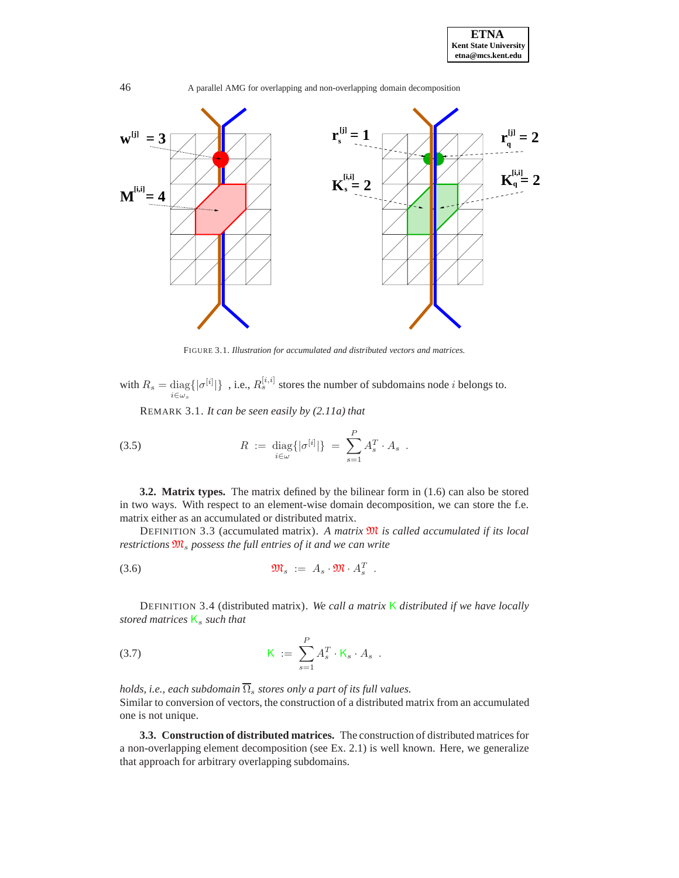FIGURE 3.1. *Illustration for accumulated and distributed vectors and matrices.*

with $R_s = \operatorname*{diag}_{i \in \omega_s}\{|\sigma^{[i]}|\}$ , i.e., $R_s^{[i,i]}$ stores the number of subdomains node $i$ belongs to.

REMARK 3.1. *It can be seen easily by (2.11a) that*

$$R := \operatorname*{diag}_{i \in \omega}\{|\sigma^{[i]}|\} = \sum_{s=1}^{P} A_s^T \cdot A_s \ . \tag{3.5}$$

**3.2. Matrix types.** The matrix defined by the bilinear form in (1.6) can also be stored in two ways. With respect to an element-wise domain decomposition, we can store the f.e. matrix either as an accumulated or distributed matrix.

DEFINITION 3.3 (accumulated matrix). *A matrix $\mathfrak{M}$ is called accumulated if its local restrictions $\mathfrak{M}_s$ possess the full entries of it and we can write*

$$\mathfrak{M}_s := A_s \cdot \mathfrak{M} \cdot A_s^T \ . \tag{3.6}$$

DEFINITION 3.4 (distributed matrix). *We call a matrix $\mathsf{K}$ distributed if we have locally stored matrices $\mathsf{K}_s$ such that*

$$\mathsf{K} := \sum_{s=1}^{P} A_s^T \cdot \mathsf{K}_s \cdot A_s \ . \tag{3.7}$$

*holds, i.e., each subdomain $\overline{\Omega}_s$ stores only a part of its full values.*
Similar to conversion of vectors, the construction of a distributed matrix from an accumulated one is not unique.

**3.3. Construction of distributed matrices.** The construction of distributed matrices for a non-overlapping element decomposition (see Ex. 2.1) is well known. Here, we generalize that approach for arbitrary overlapping subdomains.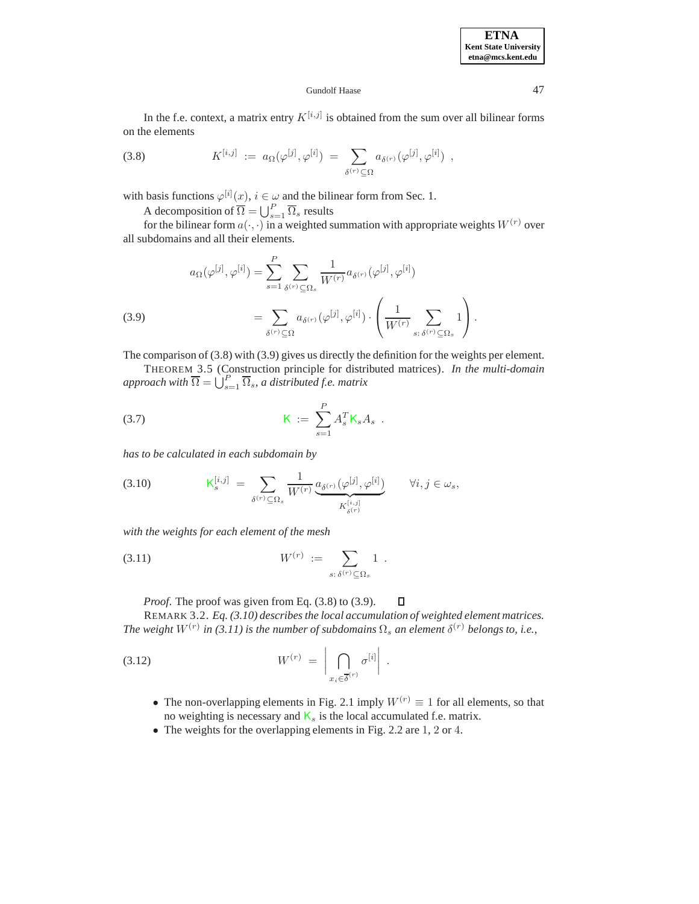In the f.e. context, a matrix entry $K^{[i,j]}$ is obtained from the sum over all bilinear forms on the elements

$$K^{[i,j]} := a_\Omega(\varphi^{[j]}, \varphi^{[i]}) = \sum_{\delta^{(r)} \subseteq \Omega} a_{\delta^{(r)}}(\varphi^{[j]}, \varphi^{[i]}) \ , \tag{3.8}$$

with basis functions $\varphi^{[i]}(x)$, $i \in \omega$ and the bilinear form from Sec. 1.

A decomposition of $\overline{\Omega} = \bigcup_{s=1}^{P} \overline{\Omega}_s$ results

for the bilinear form $a(\cdot, \cdot)$ in a weighted summation with appropriate weights $W^{(r)}$ over all subdomains and all their elements.

$$\begin{aligned} a_\Omega(\varphi^{[j]}, \varphi^{[i]}) &= \sum_{s=1}^{P} \sum_{\delta^{(r)} \subseteq \Omega_s} \frac{1}{W^{(r)}} a_{\delta^{(r)}}(\varphi^{[j]}, \varphi^{[i]}) \\ &= \sum_{\delta^{(r)} \subseteq \Omega} a_{\delta^{(r)}}(\varphi^{[j]}, \varphi^{[i]}) \cdot \left( \frac{1}{W^{(r)}} \sum_{s:\, \delta^{(r)} \subseteq \Omega_s} 1 \right) . \end{aligned} \tag{3.9}$$

The comparison of (3.8) with (3.9) gives us directly the definition for the weights per element.

THEOREM 3.5 (Construction principle for distributed matrices). *In the multi-domain approach with $\overline{\Omega} = \bigcup_{s=1}^{P} \overline{\Omega}_s$, a distributed f.e. matrix*

$$\mathsf{K} := \sum_{s=1}^{P} A_s^T \mathsf{K}_s A_s \ . \tag{3.7}$$

*has to be calculated in each subdomain by*

$$\mathsf{K}_s^{[i,j]} = \sum_{\delta^{(r)} \subseteq \Omega_s} \frac{1}{W^{(r)}} \underbrace{a_{\delta^{(r)}}(\varphi^{[j]}, \varphi^{[i]})}_{K_{\delta^{(r)}}^{[i,j]}} \qquad \forall i, j \in \omega_s, \tag{3.10}$$

*with the weights for each element of the mesh*

$$W^{(r)} := \sum_{s:\, \delta^{(r)} \subseteq \Omega_s} 1 \ . \tag{3.11}$$

*Proof.* The proof was given from Eq. (3.8) to (3.9). $\square$

REMARK 3.2. *Eq. (3.10) describes the local accumulation of weighted element matrices. The weight $W^{(r)}$ in (3.11) is the number of subdomains $\Omega_s$ an element $\delta^{(r)}$ belongs to, i.e.,*

$$W^{(r)} = \left| \bigcap_{x_i \in \overline{\delta}^{(r)}} \sigma^{[i]} \right| \ . \tag{3.12}$$

- The non-overlapping elements in Fig. 2.1 imply $W^{(r)} \equiv 1$ for all elements, so that no weighting is necessary and $\mathsf{K}_s$ is the local accumulated f.e. matrix.
- The weights for the overlapping elements in Fig. 2.2 are 1, 2 or 4.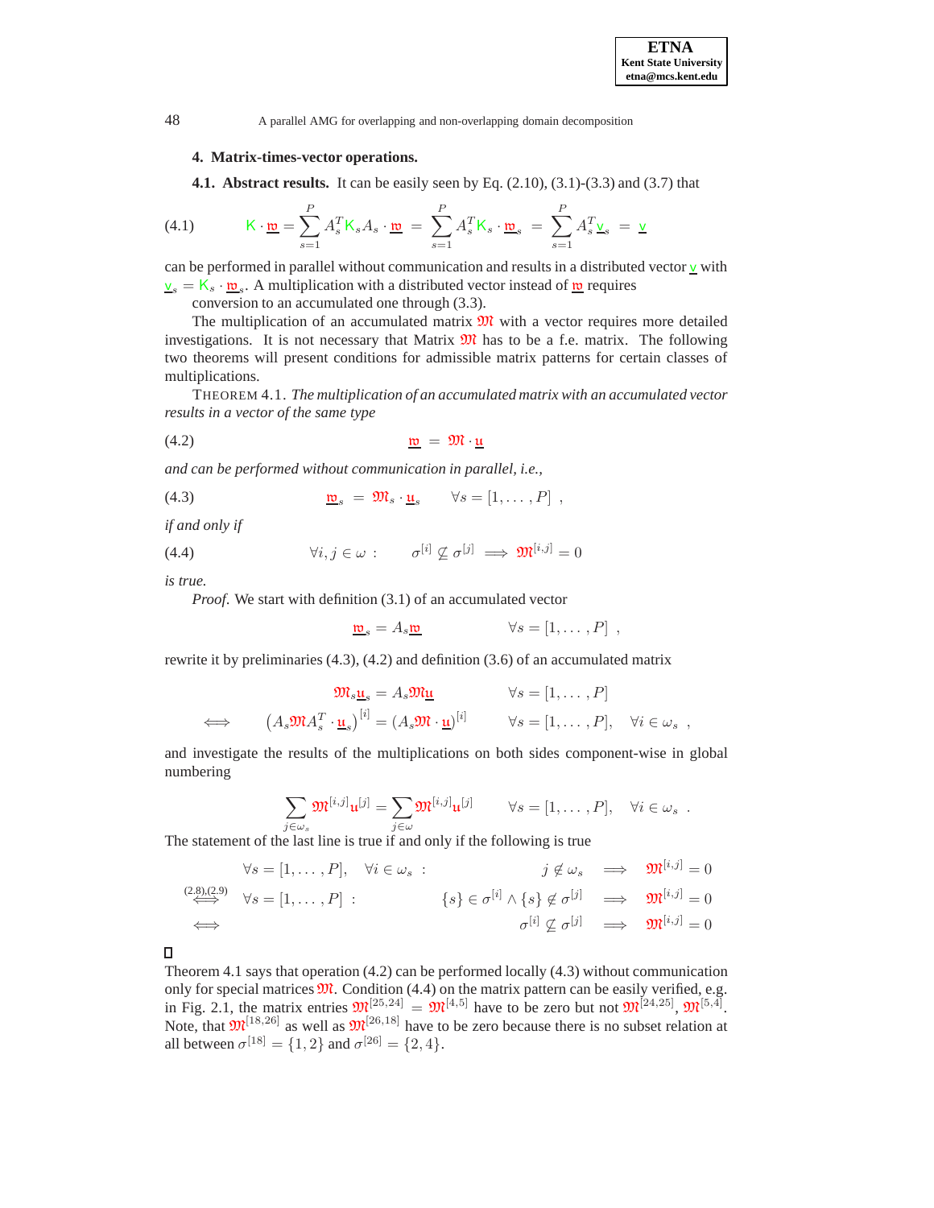## 4. Matrix-times-vector operations.

**4.1. Abstract results.** It can be easily seen by Eq. (2.10), (3.1)-(3.3) and (3.7) that

$$\mathsf{K} \cdot \underline{\mathfrak{w}} = \sum_{s=1}^{P} A_s^T \mathsf{K}_s A_s \cdot \underline{\mathfrak{w}} \;=\; \sum_{s=1}^{P} A_s^T \mathsf{K}_s \cdot \underline{\mathfrak{w}}_s \;=\; \sum_{s=1}^{P} A_s^T \underline{\mathsf{v}}_s \;=\; \underline{\mathsf{v}} \tag{4.1}$$

can be performed in parallel without communication and results in a distributed vector $\underline{\mathsf{v}}$ with $\underline{\mathsf{v}}_s = \mathsf{K}_s \cdot \underline{\mathfrak{w}}_s$. A multiplication with a distributed vector instead of $\underline{\mathfrak{w}}$ requires conversion to an accumulated one through (3.3).

The multiplication of an accumulated matrix $\mathfrak{M}$ with a vector requires more detailed investigations. It is not necessary that Matrix $\mathfrak{M}$ has to be a f.e. matrix. The following two theorems will present conditions for admissible matrix patterns for certain classes of multiplications.

THEOREM 4.1. *The multiplication of an accumulated matrix with an accumulated vector results in a vector of the same type*

$$\underline{\mathfrak{w}} \;=\; \mathfrak{M} \cdot \underline{\mathfrak{u}} \tag{4.2}$$

*and can be performed without communication in parallel, i.e.,*

$$\underline{\mathfrak{w}}_s \;=\; \mathfrak{M}_s \cdot \underline{\mathfrak{u}}_s \qquad \forall s = [1, \ldots, P] \;\;, \tag{4.3}$$

*if and only if*

$$\forall i, j \in \omega \;: \qquad \sigma^{[i]} \not\subseteq \sigma^{[j]} \;\Longrightarrow\; \mathfrak{M}^{[i,j]} = 0 \tag{4.4}$$

*is true.*

*Proof.* We start with definition (3.1) of an accumulated vector

$$\underline{\mathfrak{w}}_s = A_s \underline{\mathfrak{w}} \qquad\qquad \forall s = [1, \ldots, P] \;\;,$$

rewrite it by preliminaries (4.3), (4.2) and definition (3.6) of an accumulated matrix

$$\begin{aligned}
& \mathfrak{M}_s \underline{\mathfrak{u}}_s = A_s \mathfrak{M} \underline{\mathfrak{u}} && \forall s = [1, \ldots, P] \\
\Longleftrightarrow \quad & \left(A_s \mathfrak{M} A_s^T \cdot \underline{\mathfrak{u}}_s\right)^{[i]} = \left(A_s \mathfrak{M} \cdot \underline{\mathfrak{u}}\right)^{[i]} && \forall s = [1, \ldots, P], \quad \forall i \in \omega_s \;\;,
\end{aligned}$$

and investigate the results of the multiplications on both sides component-wise in global numbering

$$\sum_{j \in \omega_s} \mathfrak{M}^{[i,j]} \mathfrak{u}^{[j]} = \sum_{j \in \omega} \mathfrak{M}^{[i,j]} \mathfrak{u}^{[j]} \qquad \forall s = [1, \ldots, P], \quad \forall i \in \omega_s \;\;.$$

The statement of the last line is true if and only if the following is true

$$\begin{aligned}
& \forall s = [1, \ldots, P], \quad \forall i \in \omega_s \;: && j \notin \omega_s \;\Longrightarrow\; \mathfrak{M}^{[i,j]} = 0 \\
\overset{(2.8),(2.9)}{\Longleftrightarrow} \quad & \forall s = [1, \ldots, P] \;: && \{s\} \in \sigma^{[i]} \wedge \{s\} \notin \sigma^{[j]} \;\Longrightarrow\; \mathfrak{M}^{[i,j]} = 0 \\
\Longleftrightarrow \quad & && \sigma^{[i]} \not\subseteq \sigma^{[j]} \;\Longrightarrow\; \mathfrak{M}^{[i,j]} = 0
\end{aligned}$$

□

Theorem 4.1 says that operation (4.2) can be performed locally (4.3) without communication only for special matrices $\mathfrak{M}$. Condition (4.4) on the matrix pattern can be easily verified, e.g. in Fig. 2.1, the matrix entries $\mathfrak{M}^{[25,24]} = \mathfrak{M}^{[4,5]}$ have to be zero but not $\mathfrak{M}^{[24,25]}$, $\mathfrak{M}^{[5,4]}$. Note, that $\mathfrak{M}^{[18,26]}$ as well as $\mathfrak{M}^{[26,18]}$ have to be zero because there is no subset relation at all between $\sigma^{[18]} = \{1, 2\}$ and $\sigma^{[26]} = \{2, 4\}$.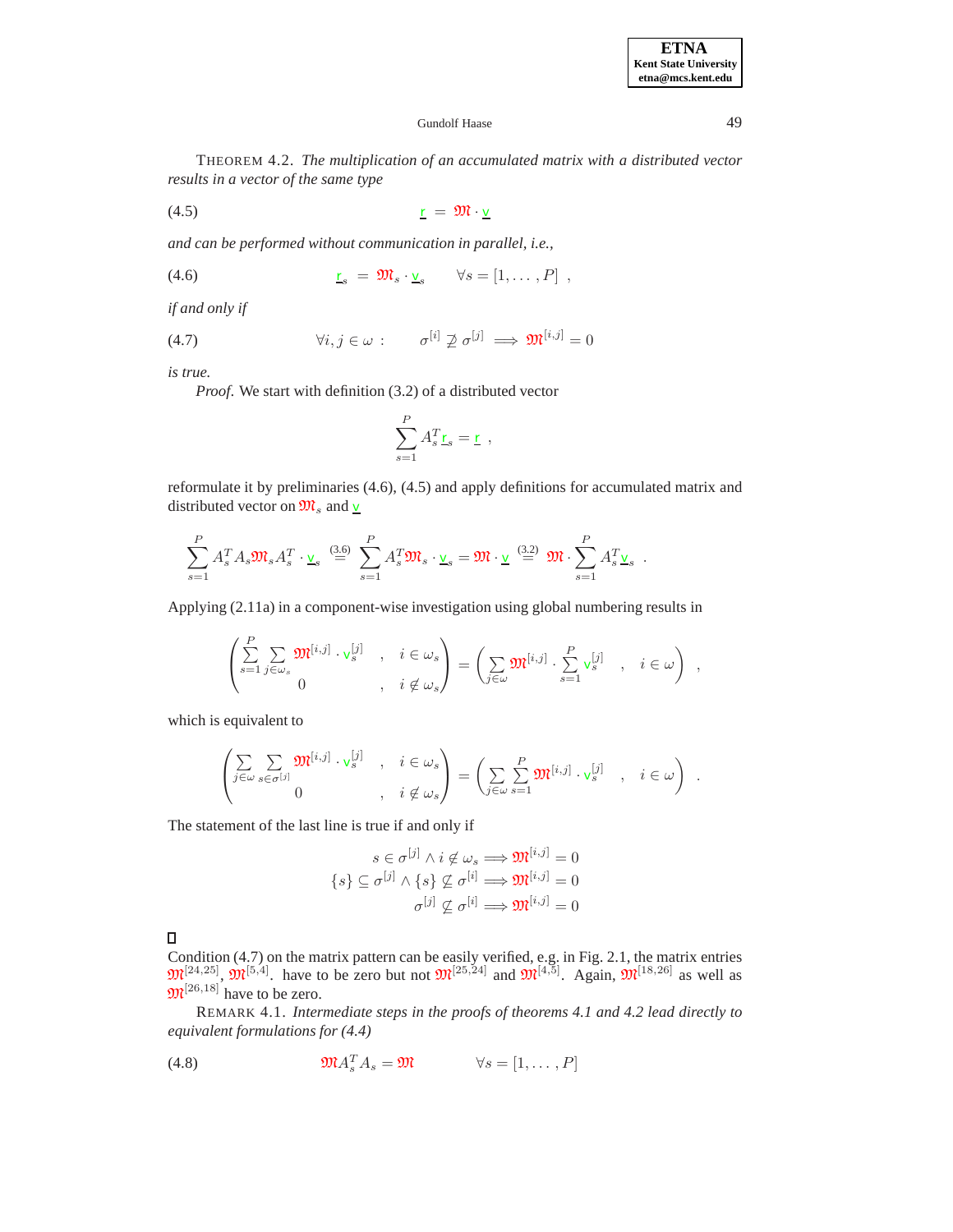THEOREM 4.2. *The multiplication of an accumulated matrix with a distributed vector results in a vector of the same type*

$$\underline{\mathsf{r}} = \mathfrak{M} \cdot \underline{\mathsf{v}} \tag{4.5}$$

*and can be performed without communication in parallel, i.e.,*

$$\underline{\mathsf{r}}_s = \mathfrak{M}_s \cdot \underline{\mathsf{v}}_s \qquad \forall s = [1, \ldots, P] \ , \tag{4.6}$$

*if and only if*

$$\forall i, j \in \omega : \qquad \sigma^{[i]} \not\supseteq \sigma^{[j]} \implies \mathfrak{M}^{[i,j]} = 0 \tag{4.7}$$

*is true.*

*Proof.* We start with definition (3.2) of a distributed vector

$$\sum_{s=1}^{P} A_s^T \underline{\mathsf{r}}_s = \underline{\mathsf{r}} \ ,$$

reformulate it by preliminaries (4.6), (4.5) and apply definitions for accumulated matrix and distributed vector on $\mathfrak{M}_s$ and $\underline{\mathsf{v}}$

$$\sum_{s=1}^{P} A_s^T A_s \mathfrak{M}_s A_s^T \cdot \underline{\mathsf{v}}_s \overset{(3.6)}{=} \sum_{s=1}^{P} A_s^T \mathfrak{M}_s \cdot \underline{\mathsf{v}}_s = \mathfrak{M} \cdot \underline{\mathsf{v}} \overset{(3.2)}{=} \mathfrak{M} \cdot \sum_{s=1}^{P} A_s^T \underline{\mathsf{v}}_s \ .$$

Applying (2.11a) in a component-wise investigation using global numbering results in

$$\begin{pmatrix} \sum\limits_{s=1}^{P} \sum\limits_{j \in \omega_s} \mathfrak{M}^{[i,j]} \cdot \mathsf{v}_s^{[j]} & , & i \in \omega_s \\ 0 & , & i \notin \omega_s \end{pmatrix} = \begin{pmatrix} \sum\limits_{j \in \omega} \mathfrak{M}^{[i,j]} \cdot \sum\limits_{s=1}^{P} \mathsf{v}_s^{[j]} & , & i \in \omega \end{pmatrix} \ ,$$

which is equivalent to

$$\begin{pmatrix} \sum\limits_{j \in \omega} \sum\limits_{s \in \sigma^{[j]}} \mathfrak{M}^{[i,j]} \cdot \mathsf{v}_s^{[j]} & , & i \in \omega_s \\ 0 & , & i \notin \omega_s \end{pmatrix} = \begin{pmatrix} \sum\limits_{j \in \omega} \sum\limits_{s=1}^{P} \mathfrak{M}^{[i,j]} \cdot \mathsf{v}_s^{[j]} & , & i \in \omega \end{pmatrix} \ .$$

The statement of the last line is true if and only if

$$\begin{aligned} s \in \sigma^{[j]} \wedge i \notin \omega_s &\implies \mathfrak{M}^{[i,j]} = 0 \\ \{s\} \subseteq \sigma^{[j]} \wedge \{s\} \not\subseteq \sigma^{[i]} &\implies \mathfrak{M}^{[i,j]} = 0 \\ \sigma^{[j]} \not\subseteq \sigma^{[i]} &\implies \mathfrak{M}^{[i,j]} = 0 \end{aligned}$$

∎

Condition (4.7) on the matrix pattern can be easily verified, e.g. in Fig. 2.1, the matrix entries $\mathfrak{M}^{[24,25]}$, $\mathfrak{M}^{[5,4]}$. have to be zero but not $\mathfrak{M}^{[25,24]}$ and $\mathfrak{M}^{[4,5]}$. Again, $\mathfrak{M}^{[18,26]}$ as well as $\mathfrak{M}^{[26,18]}$ have to be zero.

REMARK 4.1. *Intermediate steps in the proofs of theorems 4.1 and 4.2 lead directly to equivalent formulations for (4.4)*

$$\mathfrak{M} A_s^T A_s = \mathfrak{M} \qquad \forall s = [1, \ldots, P] \tag{4.8}$$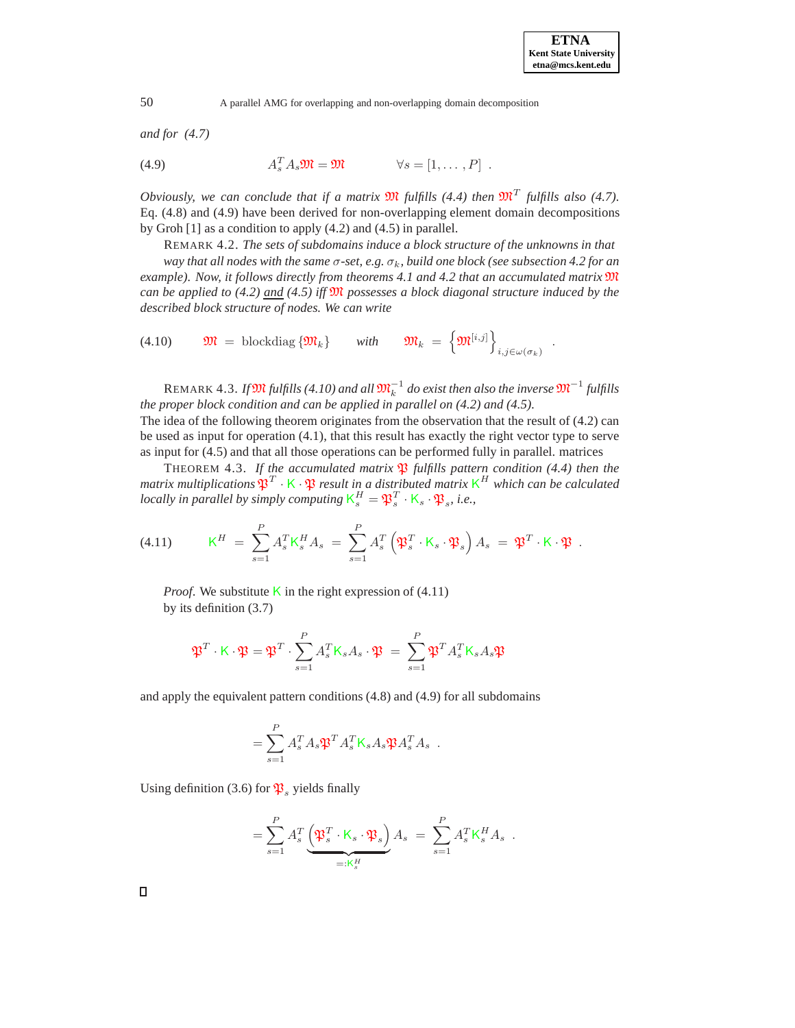*and for (4.7)*

$$A_s^T A_s \mathfrak{M} = \mathfrak{M} \qquad \forall s = [1, \ldots, P] \ . \tag{4.9}$$

*Obviously, we can conclude that if a matrix* $\mathfrak{M}$ *fulfills (4.4) then* $\mathfrak{M}^T$ *fulfills also (4.7).* Eq. (4.8) and (4.9) have been derived for non-overlapping element domain decompositions by Groh [1] as a condition to apply (4.2) and (4.5) in parallel.

REMARK 4.2. *The sets of subdomains induce a block structure of the unknowns in that way that all nodes with the same* $\sigma$*-set, e.g.* $\sigma_k$*, build one block (see subsection 4.2 for an example). Now, it follows directly from theorems 4.1 and 4.2 that an accumulated matrix* $\mathfrak{M}$ *can be applied to (4.2)* <u>*and*</u> *(4.5) iff* $\mathfrak{M}$ *possesses a block diagonal structure induced by the described block structure of nodes. We can write*

$$\mathfrak{M} = \operatorname{blockdiag}\{\mathfrak{M}_k\} \qquad \textit{with} \qquad \mathfrak{M}_k = \left\{\mathfrak{M}^{[i,j]}\right\}_{i,j\in\omega(\sigma_k)} \ . \tag{4.10}$$

REMARK 4.3. *If* $\mathfrak{M}$ *fulfills (4.10) and all* $\mathfrak{M}_k^{-1}$ *do exist then also the inverse* $\mathfrak{M}^{-1}$ *fulfills the proper block condition and can be applied in parallel on (4.2) and (4.5).*

The idea of the following theorem originates from the observation that the result of (4.2) can be used as input for operation (4.1), that this result has exactly the right vector type to serve as input for (4.5) and that all those operations can be performed fully in parallel. matrices

THEOREM 4.3. *If the accumulated matrix* $\mathfrak{P}$ *fulfills pattern condition (4.4) then the matrix multiplications* $\mathfrak{P}^T \cdot \mathsf{K} \cdot \mathfrak{P}$ *result in a distributed matrix* $\mathsf{K}^H$ *which can be calculated locally in parallel by simply computing* $\mathsf{K}_s^H = \mathfrak{P}_s^T \cdot \mathsf{K}_s \cdot \mathfrak{P}_s$*, i.e.,*

$$\mathsf{K}^H = \sum_{s=1}^{P} A_s^T \mathsf{K}_s^H A_s = \sum_{s=1}^{P} A_s^T \left(\mathfrak{P}_s^T \cdot \mathsf{K}_s \cdot \mathfrak{P}_s\right) A_s = \mathfrak{P}^T \cdot \mathsf{K} \cdot \mathfrak{P} \ . \tag{4.11}$$

*Proof*. We substitute $\mathsf{K}$ in the right expression of (4.11) by its definition (3.7)

$$\mathfrak{P}^T \cdot \mathsf{K} \cdot \mathfrak{P} = \mathfrak{P}^T \cdot \sum_{s=1}^{P} A_s^T \mathsf{K}_s A_s \cdot \mathfrak{P} = \sum_{s=1}^{P} \mathfrak{P}^T A_s^T \mathsf{K}_s A_s \mathfrak{P}$$

and apply the equivalent pattern conditions (4.8) and (4.9) for all subdomains

$$= \sum_{s=1}^{P} A_s^T A_s \mathfrak{P}^T A_s^T \mathsf{K}_s A_s \mathfrak{P} A_s^T A_s \ .$$

Using definition (3.6) for $\mathfrak{P}_s$ yields finally

$$= \sum_{s=1}^{P} A_s^T \underbrace{\left(\mathfrak{P}_s^T \cdot \mathsf{K}_s \cdot \mathfrak{P}_s\right)}_{=:\mathsf{K}_s^H} A_s = \sum_{s=1}^{P} A_s^T \mathsf{K}_s^H A_s \ .$$

□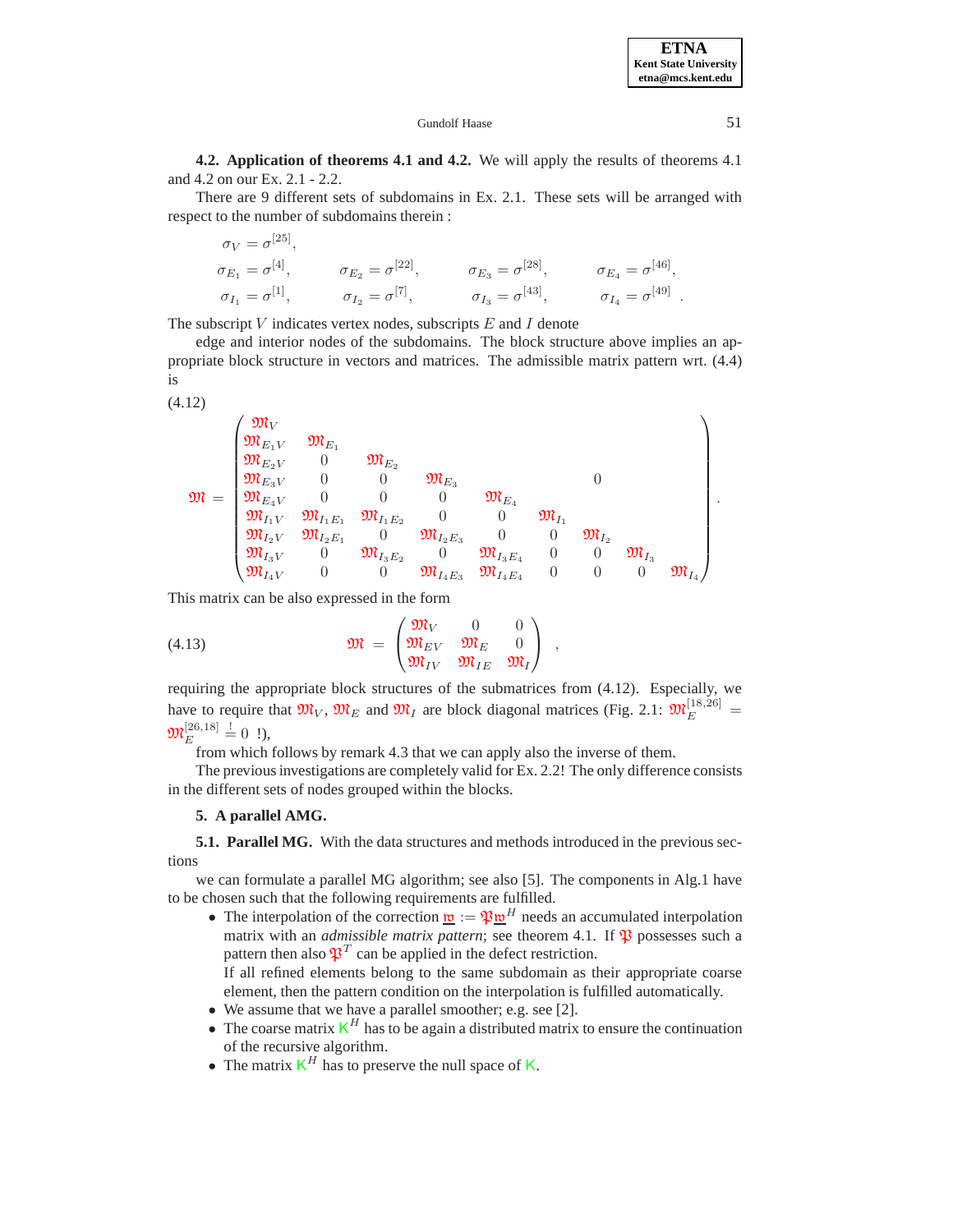## 4.2. Application of theorems 4.1 and 4.2.

We will apply the results of theorems 4.1 and 4.2 on our Ex. 2.1 - 2.2.

There are 9 different sets of subdomains in Ex. 2.1. These sets will be arranged with respect to the number of subdomains therein :

$$
\begin{aligned}
&\sigma_V = \sigma^{[25]}, \\
&\sigma_{E_1} = \sigma^{[4]}, \qquad \sigma_{E_2} = \sigma^{[22]}, \qquad \sigma_{E_3} = \sigma^{[28]}, \qquad \sigma_{E_4} = \sigma^{[46]}, \\
&\sigma_{I_1} = \sigma^{[1]}, \qquad \sigma_{I_2} = \sigma^{[7]}, \qquad \sigma_{I_3} = \sigma^{[43]}, \qquad \sigma_{I_4} = \sigma^{[49]} \ .
\end{aligned}
$$

The subscript $V$ indicates vertex nodes, subscripts $E$ and $I$ denote

edge and interior nodes of the subdomains. The block structure above implies an appropriate block structure in vectors and matrices. The admissible matrix pattern wrt. (4.4) is

$$
\mathfrak{M} = \begin{pmatrix}
\mathfrak{M}_V & & & & & & & & \\
\mathfrak{M}_{E_1V} & \mathfrak{M}_{E_1} & & & & & & & \\
\mathfrak{M}_{E_2V} & 0 & \mathfrak{M}_{E_2} & & & & & & \\
\mathfrak{M}_{E_3V} & 0 & 0 & \mathfrak{M}_{E_3} & & & 0 & & \\
\mathfrak{M}_{E_4V} & 0 & 0 & 0 & \mathfrak{M}_{E_4} & & & & \\
\mathfrak{M}_{I_1V} & \mathfrak{M}_{I_1E_1} & \mathfrak{M}_{I_1E_2} & 0 & 0 & \mathfrak{M}_{I_1} & & & \\
\mathfrak{M}_{I_2V} & \mathfrak{M}_{I_2E_1} & 0 & \mathfrak{M}_{I_2E_3} & 0 & 0 & \mathfrak{M}_{I_2} & & \\
\mathfrak{M}_{I_3V} & 0 & \mathfrak{M}_{I_3E_2} & 0 & \mathfrak{M}_{I_3E_4} & 0 & 0 & \mathfrak{M}_{I_3} & \\
\mathfrak{M}_{I_4V} & 0 & 0 & \mathfrak{M}_{I_4E_3} & \mathfrak{M}_{I_4E_4} & 0 & 0 & 0 & \mathfrak{M}_{I_4}
\end{pmatrix} . \tag{4.12}
$$

This matrix can be also expressed in the form

$$
\mathfrak{M} = \begin{pmatrix}
\mathfrak{M}_V & 0 & 0 \\
\mathfrak{M}_{EV} & \mathfrak{M}_E & 0 \\
\mathfrak{M}_{IV} & \mathfrak{M}_{IE} & \mathfrak{M}_I
\end{pmatrix} , \tag{4.13}
$$

requiring the appropriate block structures of the submatrices from (4.12). Especially, we have to require that $\mathfrak{M}_V$, $\mathfrak{M}_E$ and $\mathfrak{M}_I$ are block diagonal matrices (Fig. 2.1: $\mathfrak{M}_E^{[18,26]} = \mathfrak{M}_E^{[26,18]} \overset{!}{=} 0$ !),

from which follows by remark 4.3 that we can apply also the inverse of them.

The previous investigations are completely valid for Ex. 2.2! The only difference consists in the different sets of nodes grouped within the blocks.

# 5. A parallel AMG.

## 5.1. Parallel MG.

With the data structures and methods introduced in the previous sections

we can formulate a parallel MG algorithm; see also [5]. The components in Alg.1 have to be chosen such that the following requirements are fulfilled.

- The interpolation of the correction $\underline{\mathfrak{w}} := \mathfrak{P}\underline{\mathfrak{w}}^H$ needs an accumulated interpolation matrix with an *admissible matrix pattern*; see theorem 4.1. If $\mathfrak{P}$ possesses such a pattern then also $\mathfrak{P}^T$ can be applied in the defect restriction.
  If all refined elements belong to the same subdomain as their appropriate coarse element, then the pattern condition on the interpolation is fulfilled automatically.
- We assume that we have a parallel smoother; e.g. see [2].
- The coarse matrix $\mathsf{K}^H$ has to be again a distributed matrix to ensure the continuation of the recursive algorithm.
- The matrix $\mathsf{K}^H$ has to preserve the null space of $\mathsf{K}$.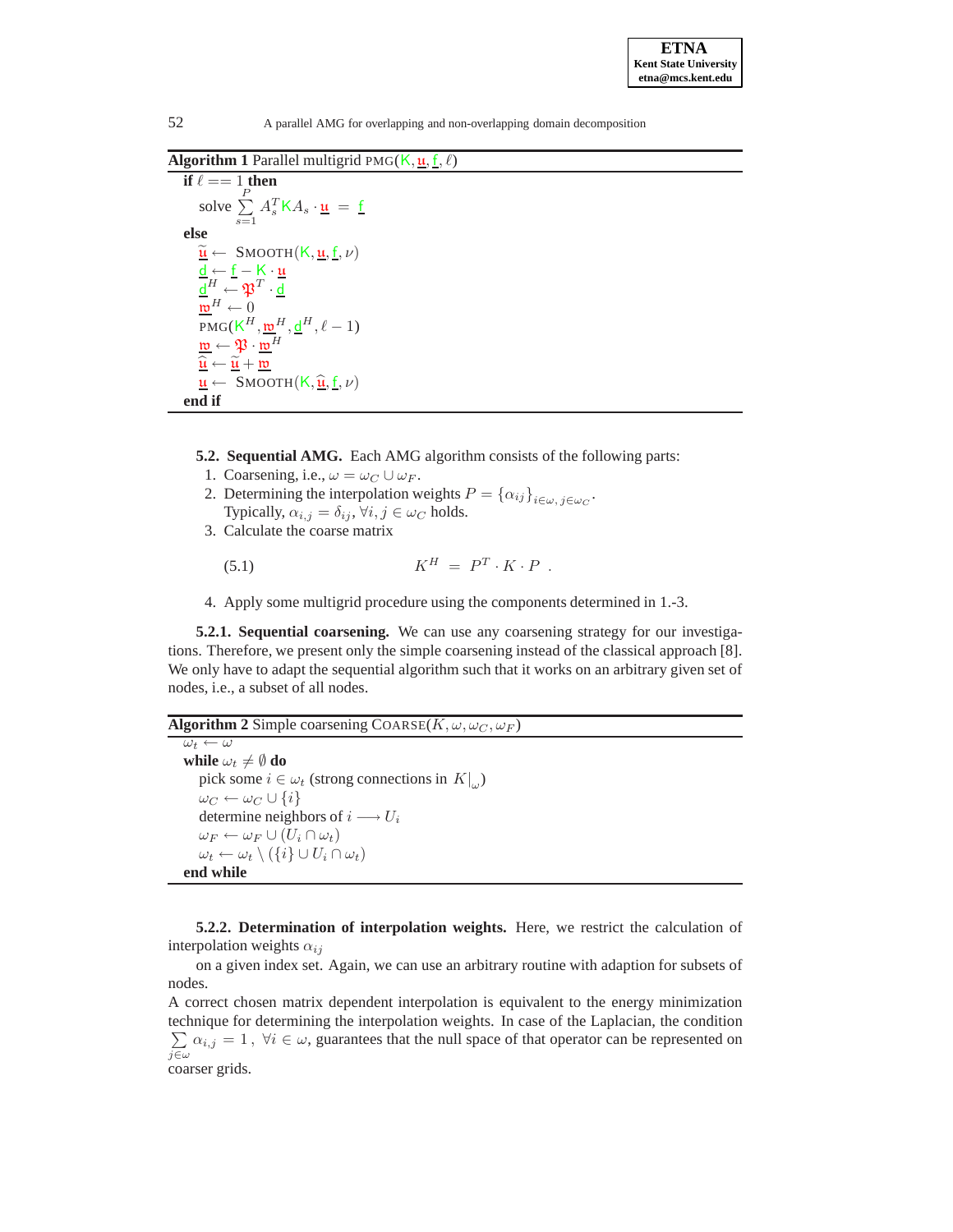**Algorithm 1** Parallel multigrid PMG($\mathsf{K}, \underline{\mathfrak{u}}, \underline{\mathsf{f}}, \ell$)

**if** $\ell == 1$ **then**

  solve $\sum_{s=1}^{P} A_s^T \mathsf{K} A_s \cdot \underline{\mathfrak{u}} \;=\; \underline{\mathsf{f}}$

**else**

  $\underline{\widetilde{\mathfrak{u}}} \leftarrow$ SMOOTH($\mathsf{K}, \underline{\mathfrak{u}}, \underline{\mathsf{f}}, \nu$)

  $\underline{\mathsf{d}} \leftarrow \underline{\mathsf{f}} - \mathsf{K} \cdot \underline{\mathfrak{u}}$

  $\underline{\mathsf{d}}^H \leftarrow \mathfrak{P}^T \cdot \underline{\mathsf{d}}$

  $\underline{\mathfrak{w}}^H \leftarrow 0$

  PMG($\mathsf{K}^H, \underline{\mathfrak{w}}^H, \underline{\mathsf{d}}^H, \ell - 1$)

  $\underline{\mathfrak{w}} \leftarrow \mathfrak{P} \cdot \underline{\mathfrak{w}}^H$

  $\underline{\widehat{\mathfrak{u}}} \leftarrow \underline{\widetilde{\mathfrak{u}}} + \underline{\mathfrak{w}}$

  $\underline{\mathfrak{u}} \leftarrow$ SMOOTH($\mathsf{K}, \underline{\widehat{\mathfrak{u}}}, \underline{\mathsf{f}}, \nu$)

**end if**

**5.2. Sequential AMG.** Each AMG algorithm consists of the following parts:

1. Coarsening, i.e., $\omega = \omega_C \cup \omega_F$.
2. Determining the interpolation weights $P = \{\alpha_{ij}\}_{i\in\omega,\, j\in\omega_C}$.
   Typically, $\alpha_{i,j} = \delta_{ij}$, $\forall i, j \in \omega_C$ holds.
3. Calculate the coarse matrix

$$K^H \;=\; P^T \cdot K \cdot P \;. \tag{5.1}$$

4. Apply some multigrid procedure using the components determined in 1.-3.

**5.2.1. Sequential coarsening.** We can use any coarsening strategy for our investigations. Therefore, we present only the simple coarsening instead of the classical approach [8]. We only have to adapt the sequential algorithm such that it works on an arbitrary given set of nodes, i.e., a subset of all nodes.

**Algorithm 2** Simple coarsening COARSE($K, \omega, \omega_C, \omega_F$)

$\omega_t \leftarrow \omega$

**while** $\omega_t \neq \emptyset$ **do**

  pick some $i \in \omega_t$ (strong connections in $K|_\omega$)

  $\omega_C \leftarrow \omega_C \cup \{i\}$

  determine neighbors of $i \longrightarrow U_i$

  $\omega_F \leftarrow \omega_F \cup (U_i \cap \omega_t)$

  $\omega_t \leftarrow \omega_t \setminus (\{i\} \cup U_i \cap \omega_t)$

**end while**

**5.2.2. Determination of interpolation weights.** Here, we restrict the calculation of interpolation weights $\alpha_{ij}$

on a given index set. Again, we can use an arbitrary routine with adaption for subsets of nodes.

A correct chosen matrix dependent interpolation is equivalent to the energy minimization technique for determining the interpolation weights. In case of the Laplacian, the condition $\sum_{j\in\omega} \alpha_{i,j} = 1\,,\ \forall i \in \omega$, guarantees that the null space of that operator can be represented on coarser grids.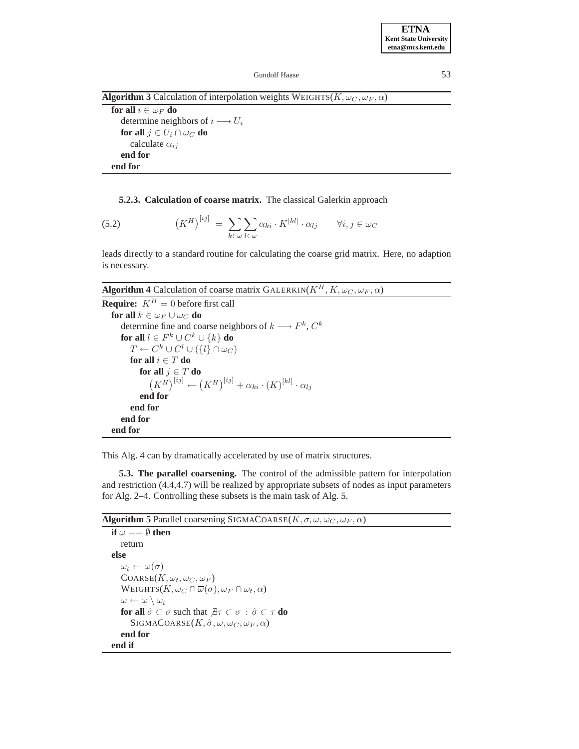**Algorithm 3** Calculation of interpolation weights $\text{WEIGHTS}(K, \omega_C, \omega_F, \alpha)$

```
for all i ∈ ω_F do
    determine neighbors of i ⟶ U_i
    for all j ∈ U_i ∩ ω_C do
        calculate α_ij
    end for
end for
```

**5.2.3. Calculation of coarse matrix.** The classical Galerkin approach

$$\left(K^H\right)^{[ij]} = \sum_{k\in\omega}\sum_{l\in\omega} \alpha_{ki} \cdot K^{[kl]} \cdot \alpha_{lj} \qquad \forall i,j \in \omega_C \tag{5.2}$$

leads directly to a standard routine for calculating the coarse grid matrix. Here, no adaption is necessary.

**Algorithm 4** Calculation of coarse matrix $\text{GALERKIN}(K^H, K, \omega_C, \omega_F, \alpha)$

```
Require: K^H = 0 before first call
for all k ∈ ω_F ∪ ω_C do
    determine fine and coarse neighbors of k ⟶ F^k, C^k
    for all l ∈ F^k ∪ C^k ∪ {k} do
        T ← C^k ∪ C^l ∪ ({l} ∩ ω_C)
        for all i ∈ T do
            for all j ∈ T do
                (K^H)^[ij] ← (K^H)^[ij] + α_ki · (K)^[kl] · α_lj
            end for
        end for
    end for
end for
```

This Alg. 4 can by dramatically accelerated by use of matrix structures.

**5.3. The parallel coarsening.** The control of the admissible pattern for interpolation and restriction (4.4,4.7) will be realized by appropriate subsets of nodes as input parameters for Alg. 2–4. Controlling these subsets is the main task of Alg. 5.

**Algorithm 5** Parallel coarsening $\text{SIGMACOARSE}(K, \sigma, \omega, \omega_C, \omega_F, \alpha)$

```
if ω == ∅ then
    return
else
    ω_t ← ω(σ)
    COARSE(K, ω_t, ω_C, ω_F)
    WEIGHTS(K, ω_C ∩ ϖ(σ), ω_F ∩ ω_t, α)
    ω ← ω \ ω_t
    for all σ̂ ⊂ σ such that ∄τ ⊂ σ : σ̂ ⊂ τ do
        SIGMACOARSE(K, σ̂, ω, ω_C, ω_F, α)
    end for
end if
```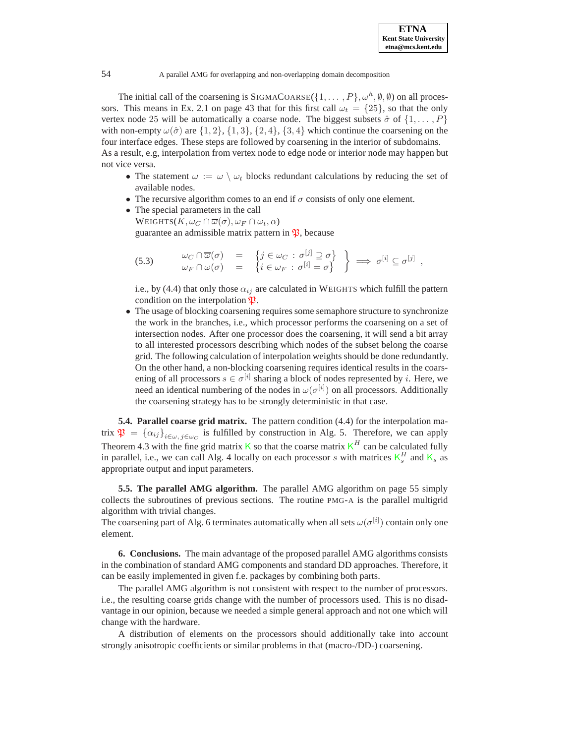The initial call of the coarsening is SIGMACOARSE($\{1,\ldots,P\}, \omega^h, \emptyset, \emptyset$) on all processors. This means in Ex. 2.1 on page 43 that for this first call $\omega_t = \{25\}$, so that the only vertex node 25 will be automatically a coarse node. The biggest subsets $\hat{\sigma}$ of $\{1,\ldots,P\}$ with non-empty $\omega(\hat{\sigma})$ are $\{1,2\}$, $\{1,3\}$, $\{2,4\}$, $\{3,4\}$ which continue the coarsening on the four interface edges. These steps are followed by coarsening in the interior of subdomains. As a result, e.g, interpolation from vertex node to edge node or interior node may happen but not vice versa.

- The statement $\omega := \omega \setminus \omega_t$ blocks redundant calculations by reducing the set of available nodes.
- The recursive algorithm comes to an end if $\sigma$ consists of only one element.
- The special parameters in the call
  WEIGHTS($K, \omega_C \cap \overline{\omega}(\sigma), \omega_F \cap \omega_t, \alpha$)
  guarantee an admissible matrix pattern in $\mathfrak{P}$, because

$$
\left.\begin{array}{rcl} \omega_C \cap \overline{\omega}(\sigma) & = & \left\{ j \in \omega_C \,:\, \sigma^{[j]} \supseteq \sigma \right\} \\ \omega_F \cap \omega(\sigma) & = & \left\{ i \in \omega_F \,:\, \sigma^{[i]} = \sigma \right\} \end{array} \right\} \implies \sigma^{[i]} \subseteq \sigma^{[j]} \quad , \tag{5.3}
$$

  i.e., by (4.4) that only those $\alpha_{ij}$ are calculated in WEIGHTS which fulfill the pattern condition on the interpolation $\mathfrak{P}$.
- The usage of blocking coarsening requires some semaphore structure to synchronize the work in the branches, i.e., which processor performs the coarsening on a set of intersection nodes. After one processor does the coarsening, it will send a bit array to all interested processors describing which nodes of the subset belong the coarse grid. The following calculation of interpolation weights should be done redundantly. On the other hand, a non-blocking coarsening requires identical results in the coarsening of all processors $s \in \sigma^{[i]}$ sharing a block of nodes represented by $i$. Here, we need an identical numbering of the nodes in $\omega(\sigma^{[i]})$ on all processors. Additionally the coarsening strategy has to be strongly deterministic in that case.

**5.4. Parallel coarse grid matrix.** The pattern condition (4.4) for the interpolation matrix $\mathfrak{P} = \{\alpha_{ij}\}_{i\in\omega, j\in\omega_C}$ is fulfilled by construction in Alg. 5. Therefore, we can apply Theorem 4.3 with the fine grid matrix $\mathsf{K}$ so that the coarse matrix $\mathsf{K}^H$ can be calculated fully in parallel, i.e., we can call Alg. 4 locally on each processor $s$ with matrices $\mathsf{K}_s^H$ and $\mathsf{K}_s$ as appropriate output and input parameters.

**5.5. The parallel AMG algorithm.** The parallel AMG algorithm on page 55 simply collects the subroutines of previous sections. The routine PMG-A is the parallel multigrid algorithm with trivial changes.
The coarsening part of Alg. 6 terminates automatically when all sets $\omega(\sigma^{[i]})$ contain only one element.

**6. Conclusions.** The main advantage of the proposed parallel AMG algorithms consists in the combination of standard AMG components and standard DD approaches. Therefore, it can be easily implemented in given f.e. packages by combining both parts.

The parallel AMG algorithm is not consistent with respect to the number of processors. i.e., the resulting coarse grids change with the number of processors used. This is no disadvantage in our opinion, because we needed a simple general approach and not one which will change with the hardware.

A distribution of elements on the processors should additionally take into account strongly anisotropic coefficients or similar problems in that (macro-/DD-) coarsening.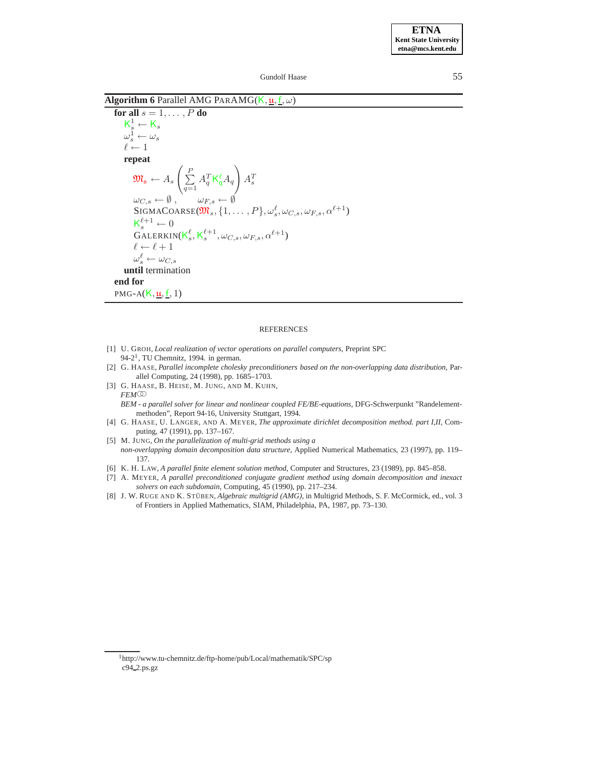**Algorithm 6** Parallel AMG ParAMG($\mathsf{K}, \underline{\mathfrak{u}}, \underline{\mathsf{f}}, \omega$)

**for all** $s = 1, \ldots, P$ **do**
  $\mathsf{K}_s^1 \leftarrow \mathsf{K}_s$
  $\omega_s^1 \leftarrow \omega_s$
  $\ell \leftarrow 1$
  **repeat**
    $\mathfrak{M}_s \leftarrow A_s \left( \sum_{q=1}^{P} A_q^T \mathsf{K}_q^\ell A_q \right) A_s^T$
    $\omega_{C,s} \leftarrow \emptyset$ ,   $\omega_{F,s} \leftarrow \emptyset$
    SigmaCoarse($\mathfrak{M}_s, \{1, \ldots, P\}, \omega_s^\ell, \omega_{C,s}, \omega_{F,s}, \alpha^{\ell+1}$)
    $\mathsf{K}_s^{\ell+1} \leftarrow 0$
    Galerkin($\mathsf{K}_s^\ell, \mathsf{K}_s^{\ell+1}, \omega_{C,s}, \omega_{F,s}, \alpha^{\ell+1}$)
    $\ell \leftarrow \ell + 1$
    $\omega_s^\ell \leftarrow \omega_{C,s}$
  **until** termination
**end for**
pmg-a($\mathsf{K}, \underline{\mathfrak{u}}, \underline{\mathsf{f}}, 1$)

## REFERENCES

[1] U. Groh, *Local realization of vector operations on parallel computers*, Preprint SPC 94-2[1], TU Chemnitz, 1994. in german.

[2] G. Haase, *Parallel incomplete cholesky preconditioners based on the non-overlapping data distribution*, Parallel Computing, 24 (1998), pp. 1685–1703.

[3] G. Haase, B. Heise, M. Jung, and M. Kuhn, *FEM*ↀ *BEM - a parallel solver for linear and nonlinear coupled FE/BE-equations*, DFG-Schwerpunkt "Randelementmethoden", Report 94-16, University Stuttgart, 1994.

[4] G. Haase, U. Langer, and A. Meyer, *The approximate dirichlet decomposition method. part I,II*, Computing, 47 (1991), pp. 137–167.

[5] M. Jung, *On the parallelization of multi-grid methods using a non-overlapping domain decomposition data structure*, Applied Numerical Mathematics, 23 (1997), pp. 119–137.

[6] K. H. Law, *A parallel finite element solution method*, Computer and Structures, 23 (1989), pp. 845–858.

[7] A. Meyer, *A parallel preconditioned conjugate gradient method using domain decomposition and inexact solvers on each subdomain*, Computing, 45 (1990), pp. 217–234.

[8] J. W. Ruge and K. Stüben, *Algebraic multigrid (AMG)*, in Multigrid Methods, S. F. McCormick, ed., vol. 3 of Frontiers in Applied Mathematics, SIAM, Philadelphia, PA, 1987, pp. 73–130.

[1] http://www.tu-chemnitz.de/ftp-home/pub/Local/mathematik/SPC/spc94_2.ps.gz